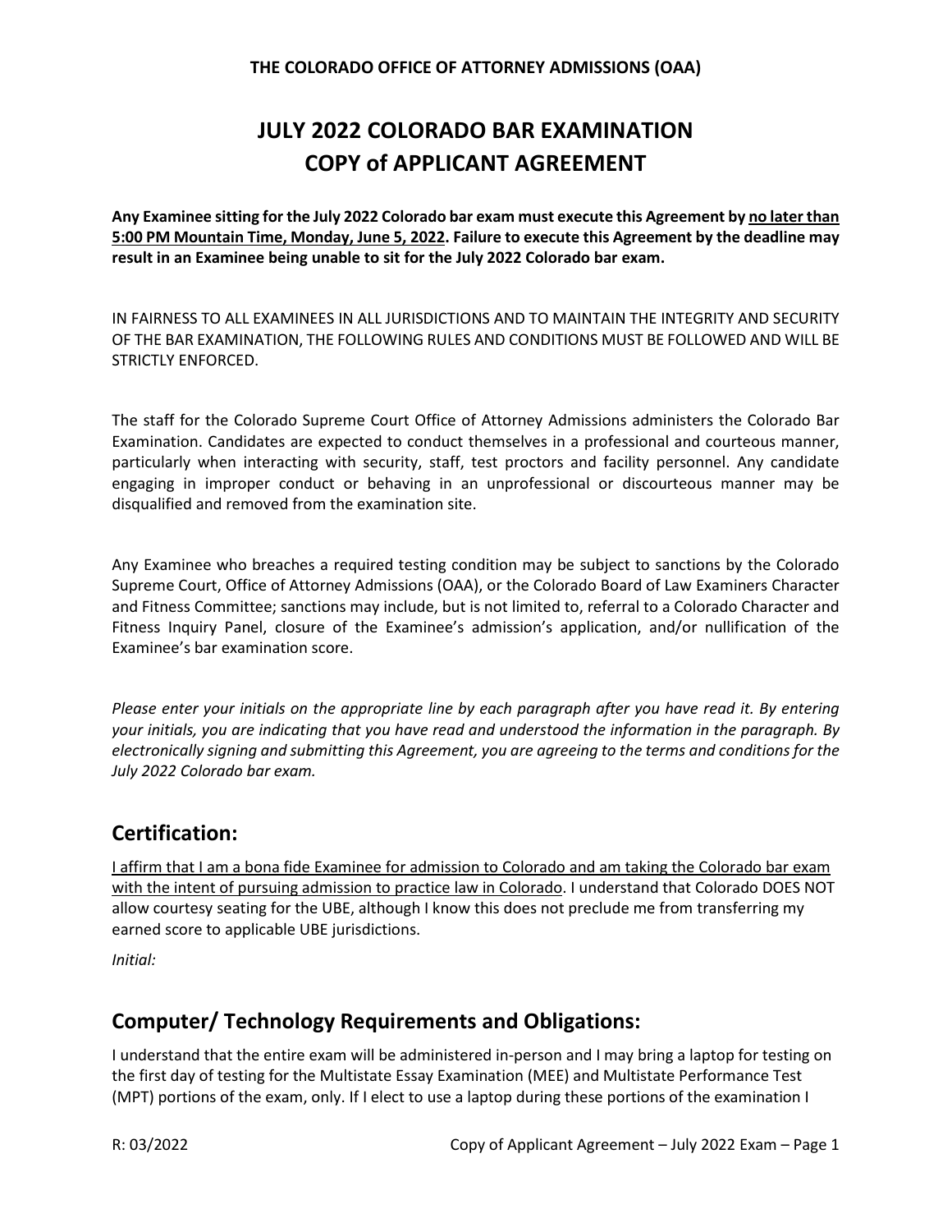**THE COLORADO OFFICE OF ATTORNEY ADMISSIONS (OAA)**

# JULY 2022 COLORADO BAR EXAMINATION COPY of APPLICANT AGREEMENT

**Any Examinee sitting for the July 2022 Colorado bar exam must execute this Agreement by <u>no later than 5:00 PM Mountain Time, Monday, June 5, 2022</u>. Failure to execute this Agreement by the deadline may result in an Examinee being unable to sit for the July 2022 Colorado bar exam.**

IN FAIRNESS TO ALL EXAMINEES IN ALL JURISDICTIONS AND TO MAINTAIN THE INTEGRITY AND SECURITY OF THE BAR EXAMINATION, THE FOLLOWING RULES AND CONDITIONS MUST BE FOLLOWED AND WILL BE STRICTLY ENFORCED.

The staff for the Colorado Supreme Court Office of Attorney Admissions administers the Colorado Bar Examination. Candidates are expected to conduct themselves in a professional and courteous manner, particularly when interacting with security, staff, test proctors and facility personnel. Any candidate engaging in improper conduct or behaving in an unprofessional or discourteous manner may be disqualified and removed from the examination site.

Any Examinee who breaches a required testing condition may be subject to sanctions by the Colorado Supreme Court, Office of Attorney Admissions (OAA), or the Colorado Board of Law Examiners Character and Fitness Committee; sanctions may include, but is not limited to, referral to a Colorado Character and Fitness Inquiry Panel, closure of the Examinee's admission's application, and/or nullification of the Examinee's bar examination score.

*Please enter your initials on the appropriate line by each paragraph after you have read it. By entering your initials, you are indicating that you have read and understood the information in the paragraph. By electronically signing and submitting this Agreement, you are agreeing to the terms and conditions for the July 2022 Colorado bar exam.*

## Certification:

<u>I affirm that I am a bona fide Examinee for admission to Colorado and am taking the Colorado bar exam with the intent of pursuing admission to practice law in Colorado</u>. I understand that Colorado DOES NOT allow courtesy seating for the UBE, although I know this does not preclude me from transferring my earned score to applicable UBE jurisdictions.

*Initial:*

## Computer/ Technology Requirements and Obligations:

I understand that the entire exam will be administered in-person and I may bring a laptop for testing on the first day of testing for the Multistate Essay Examination (MEE) and Multistate Performance Test (MPT) portions of the exam, only. If I elect to use a laptop during these portions of the examination I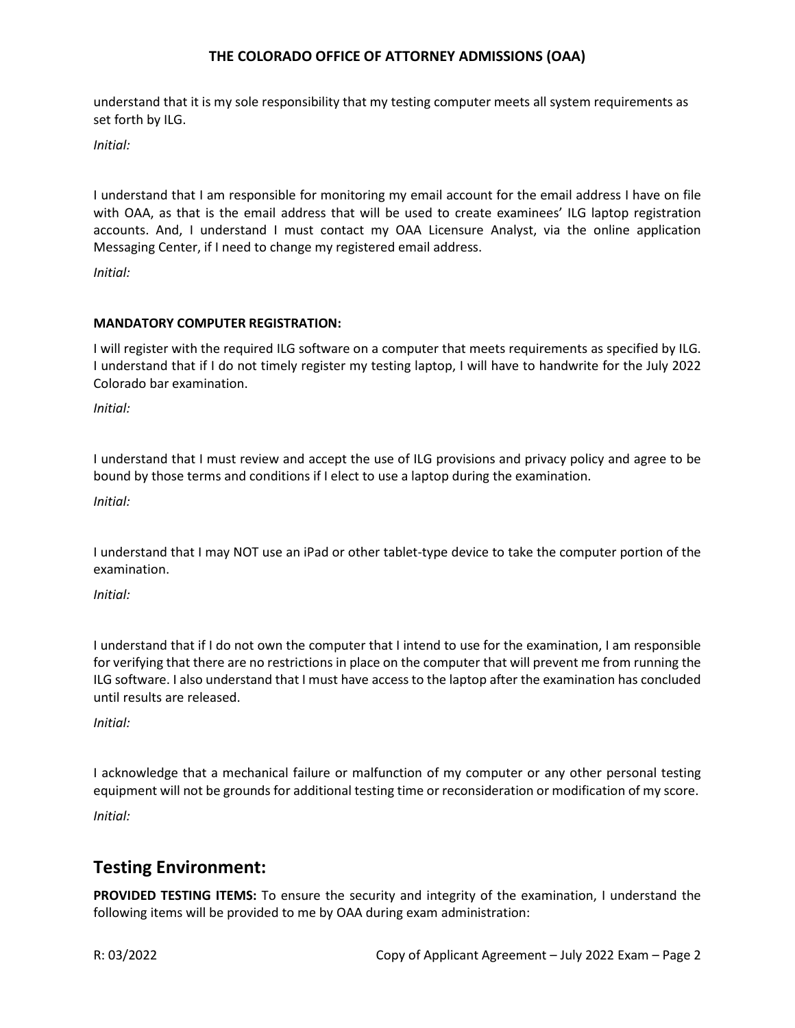understand that it is my sole responsibility that my testing computer meets all system requirements as set forth by ILG.

*Initial:*

I understand that I am responsible for monitoring my email account for the email address I have on file with OAA, as that is the email address that will be used to create examinees' ILG laptop registration accounts. And, I understand I must contact my OAA Licensure Analyst, via the online application Messaging Center, if I need to change my registered email address.

*Initial:*

**MANDATORY COMPUTER REGISTRATION:**

I will register with the required ILG software on a computer that meets requirements as specified by ILG. I understand that if I do not timely register my testing laptop, I will have to handwrite for the July 2022 Colorado bar examination.

*Initial:*

I understand that I must review and accept the use of ILG provisions and privacy policy and agree to be bound by those terms and conditions if I elect to use a laptop during the examination.

*Initial:*

I understand that I may NOT use an iPad or other tablet-type device to take the computer portion of the examination.

*Initial:*

I understand that if I do not own the computer that I intend to use for the examination, I am responsible for verifying that there are no restrictions in place on the computer that will prevent me from running the ILG software. I also understand that I must have access to the laptop after the examination has concluded until results are released.

*Initial:*

I acknowledge that a mechanical failure or malfunction of my computer or any other personal testing equipment will not be grounds for additional testing time or reconsideration or modification of my score.

*Initial:*

## Testing Environment:

**PROVIDED TESTING ITEMS:** To ensure the security and integrity of the examination, I understand the following items will be provided to me by OAA during exam administration: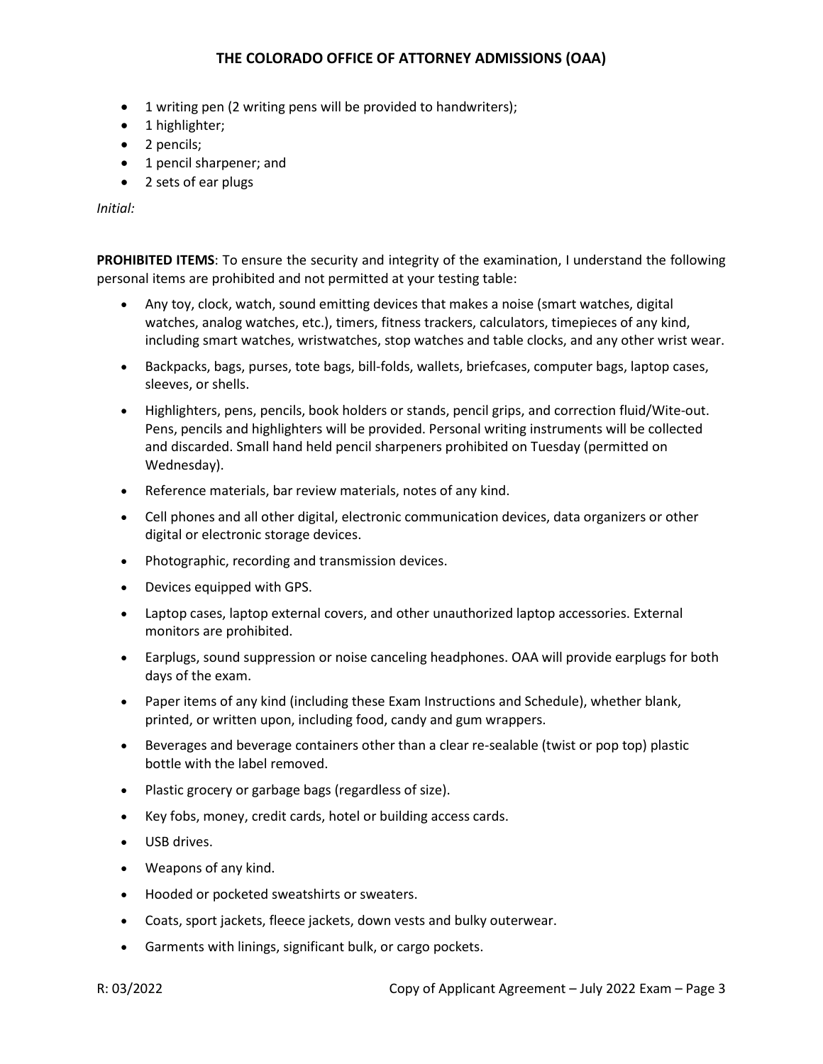- 1 writing pen (2 writing pens will be provided to handwriters);
- 1 highlighter;
- 2 pencils;
- 1 pencil sharpener; and
- 2 sets of ear plugs

*Initial:*

**PROHIBITED ITEMS**: To ensure the security and integrity of the examination, I understand the following personal items are prohibited and not permitted at your testing table:

- Any toy, clock, watch, sound emitting devices that makes a noise (smart watches, digital watches, analog watches, etc.), timers, fitness trackers, calculators, timepieces of any kind, including smart watches, wristwatches, stop watches and table clocks, and any other wrist wear.
- Backpacks, bags, purses, tote bags, bill-folds, wallets, briefcases, computer bags, laptop cases, sleeves, or shells.
- Highlighters, pens, pencils, book holders or stands, pencil grips, and correction fluid/Wite-out. Pens, pencils and highlighters will be provided. Personal writing instruments will be collected and discarded. Small hand held pencil sharpeners prohibited on Tuesday (permitted on Wednesday).
- Reference materials, bar review materials, notes of any kind.
- Cell phones and all other digital, electronic communication devices, data organizers or other digital or electronic storage devices.
- Photographic, recording and transmission devices.
- Devices equipped with GPS.
- Laptop cases, laptop external covers, and other unauthorized laptop accessories. External monitors are prohibited.
- Earplugs, sound suppression or noise canceling headphones. OAA will provide earplugs for both days of the exam.
- Paper items of any kind (including these Exam Instructions and Schedule), whether blank, printed, or written upon, including food, candy and gum wrappers.
- Beverages and beverage containers other than a clear re-sealable (twist or pop top) plastic bottle with the label removed.
- Plastic grocery or garbage bags (regardless of size).
- Key fobs, money, credit cards, hotel or building access cards.
- USB drives.
- Weapons of any kind.
- Hooded or pocketed sweatshirts or sweaters.
- Coats, sport jackets, fleece jackets, down vests and bulky outerwear.
- Garments with linings, significant bulk, or cargo pockets.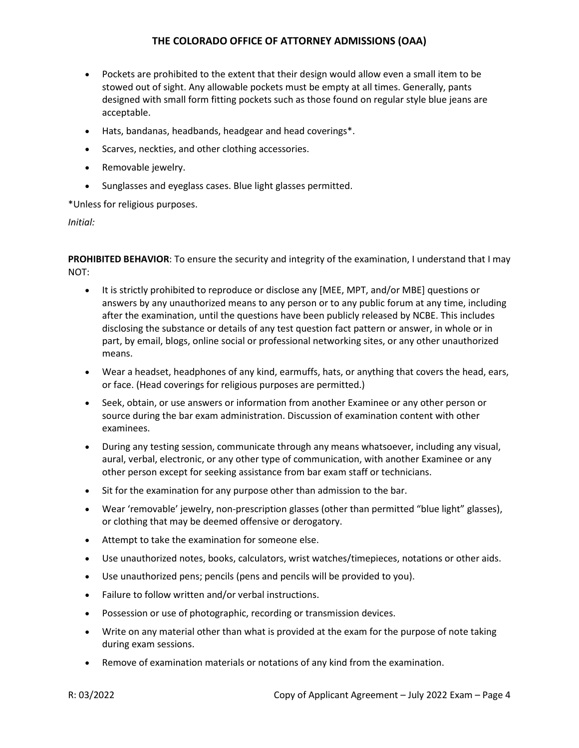- Pockets are prohibited to the extent that their design would allow even a small item to be stowed out of sight. Any allowable pockets must be empty at all times. Generally, pants designed with small form fitting pockets such as those found on regular style blue jeans are acceptable.
- Hats, bandanas, headbands, headgear and head coverings*.
- Scarves, neckties, and other clothing accessories.
- Removable jewelry.
- Sunglasses and eyeglass cases. Blue light glasses permitted.

*Unless for religious purposes.

*Initial:*

**PROHIBITED BEHAVIOR**: To ensure the security and integrity of the examination, I understand that I may NOT:

- It is strictly prohibited to reproduce or disclose any [MEE, MPT, and/or MBE] questions or answers by any unauthorized means to any person or to any public forum at any time, including after the examination, until the questions have been publicly released by NCBE. This includes disclosing the substance or details of any test question fact pattern or answer, in whole or in part, by email, blogs, online social or professional networking sites, or any other unauthorized means.
- Wear a headset, headphones of any kind, earmuffs, hats, or anything that covers the head, ears, or face. (Head coverings for religious purposes are permitted.)
- Seek, obtain, or use answers or information from another Examinee or any other person or source during the bar exam administration. Discussion of examination content with other examinees.
- During any testing session, communicate through any means whatsoever, including any visual, aural, verbal, electronic, or any other type of communication, with another Examinee or any other person except for seeking assistance from bar exam staff or technicians.
- Sit for the examination for any purpose other than admission to the bar.
- Wear 'removable' jewelry, non-prescription glasses (other than permitted "blue light" glasses), or clothing that may be deemed offensive or derogatory.
- Attempt to take the examination for someone else.
- Use unauthorized notes, books, calculators, wrist watches/timepieces, notations or other aids.
- Use unauthorized pens; pencils (pens and pencils will be provided to you).
- Failure to follow written and/or verbal instructions.
- Possession or use of photographic, recording or transmission devices.
- Write on any material other than what is provided at the exam for the purpose of note taking during exam sessions.
- Remove of examination materials or notations of any kind from the examination.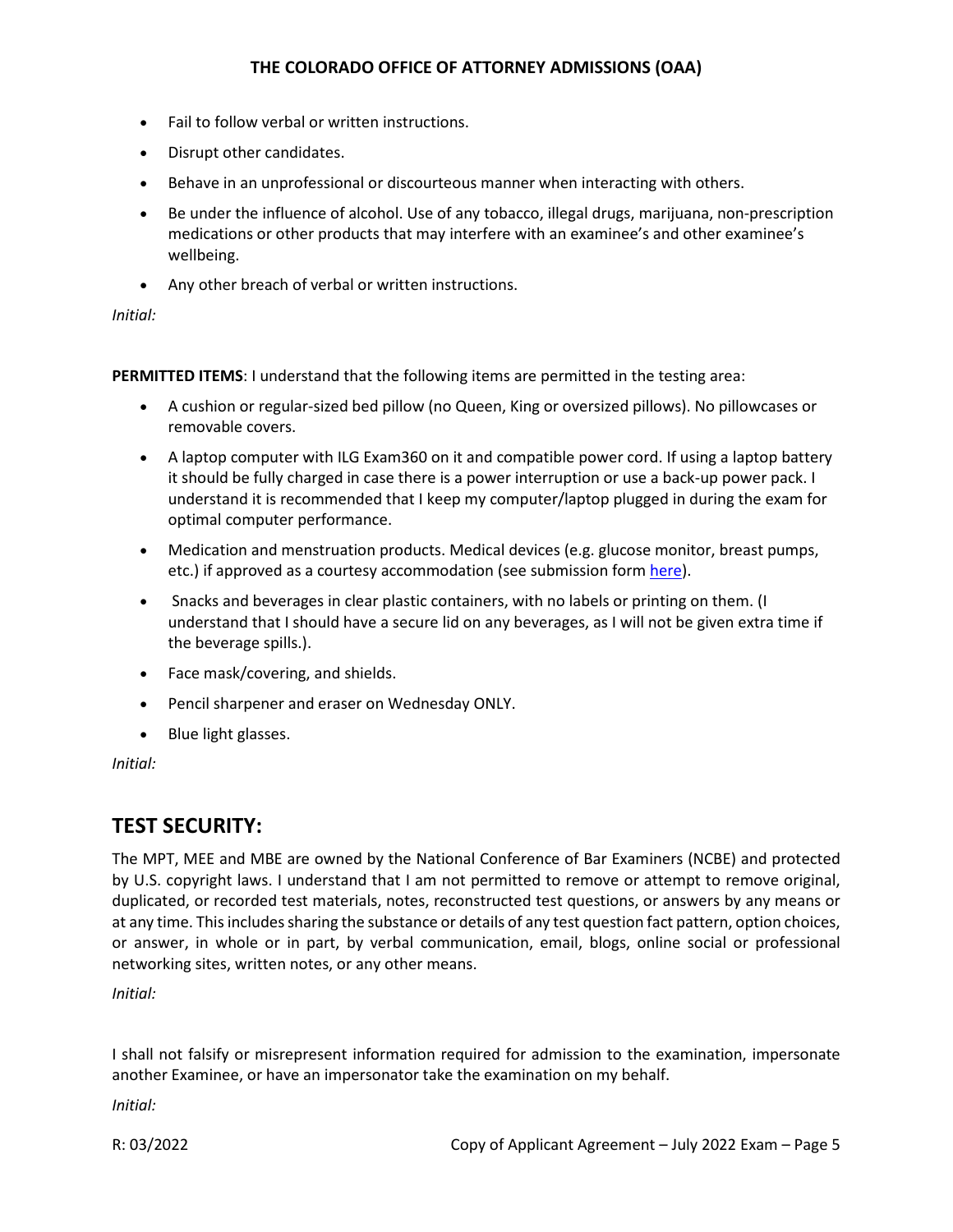- Fail to follow verbal or written instructions.
- Disrupt other candidates.
- Behave in an unprofessional or discourteous manner when interacting with others.
- Be under the influence of alcohol. Use of any tobacco, illegal drugs, marijuana, non-prescription medications or other products that may interfere with an examinee's and other examinee's wellbeing.
- Any other breach of verbal or written instructions.

*Initial:*

**PERMITTED ITEMS**: I understand that the following items are permitted in the testing area:

- A cushion or regular-sized bed pillow (no Queen, King or oversized pillows). No pillowcases or removable covers.
- A laptop computer with ILG Exam360 on it and compatible power cord. If using a laptop battery it should be fully charged in case there is a power interruption or use a back-up power pack. I understand it is recommended that I keep my computer/laptop plugged in during the exam for optimal computer performance.
- Medication and menstruation products. Medical devices (e.g. glucose monitor, breast pumps, etc.) if approved as a courtesy accommodation (see submission form here).
- Snacks and beverages in clear plastic containers, with no labels or printing on them. (I understand that I should have a secure lid on any beverages, as I will not be given extra time if the beverage spills.).
- Face mask/covering, and shields.
- Pencil sharpener and eraser on Wednesday ONLY.
- Blue light glasses.

*Initial:*

## TEST SECURITY:

The MPT, MEE and MBE are owned by the National Conference of Bar Examiners (NCBE) and protected by U.S. copyright laws. I understand that I am not permitted to remove or attempt to remove original, duplicated, or recorded test materials, notes, reconstructed test questions, or answers by any means or at any time. This includes sharing the substance or details of any test question fact pattern, option choices, or answer, in whole or in part, by verbal communication, email, blogs, online social or professional networking sites, written notes, or any other means.

*Initial:*

I shall not falsify or misrepresent information required for admission to the examination, impersonate another Examinee, or have an impersonator take the examination on my behalf.

*Initial:*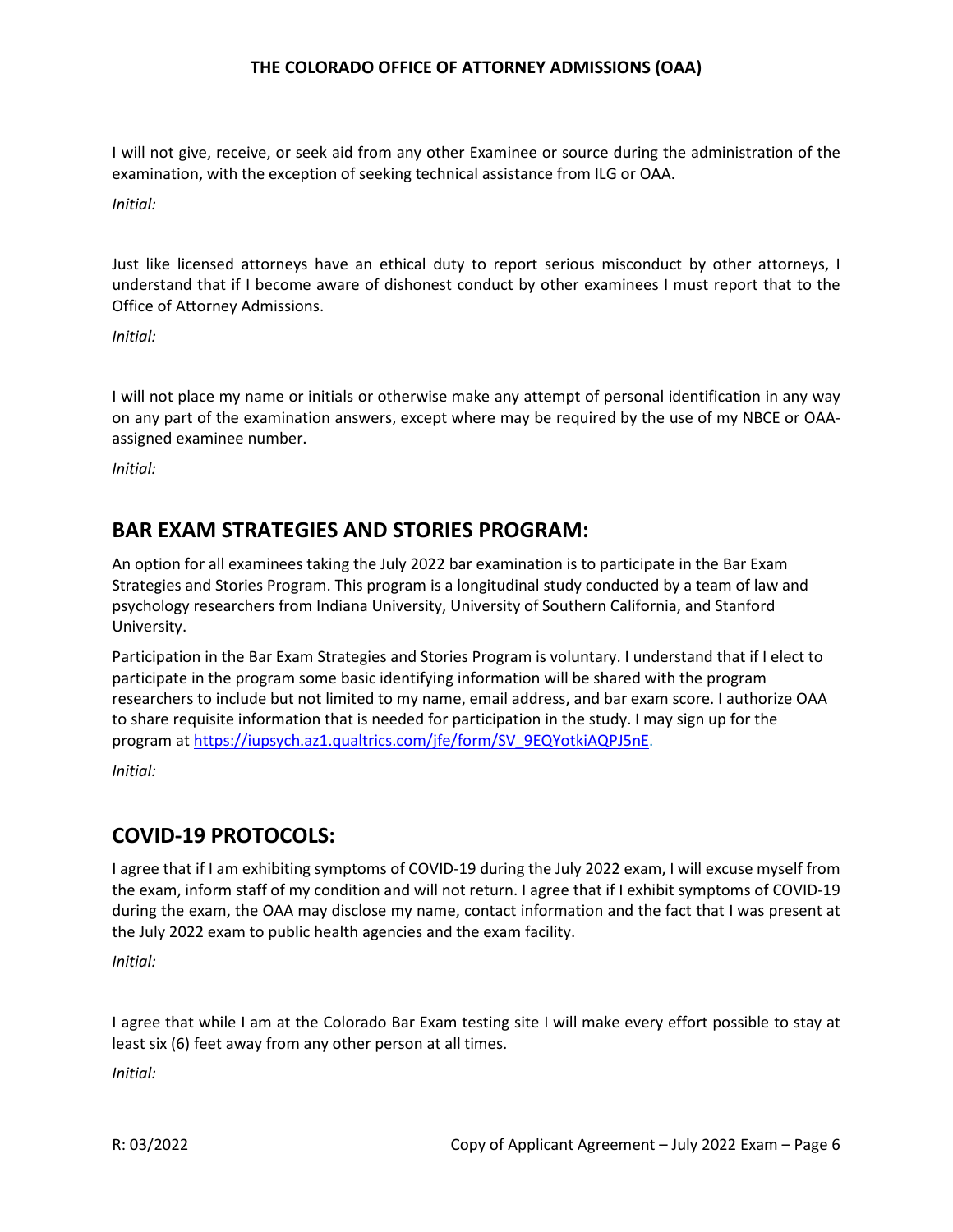I will not give, receive, or seek aid from any other Examinee or source during the administration of the examination, with the exception of seeking technical assistance from ILG or OAA.

*Initial:*

Just like licensed attorneys have an ethical duty to report serious misconduct by other attorneys, I understand that if I become aware of dishonest conduct by other examinees I must report that to the Office of Attorney Admissions.

*Initial:*

I will not place my name or initials or otherwise make any attempt of personal identification in any way on any part of the examination answers, except where may be required by the use of my NBCE or OAA-assigned examinee number.

*Initial:*

## BAR EXAM STRATEGIES AND STORIES PROGRAM:

An option for all examinees taking the July 2022 bar examination is to participate in the Bar Exam Strategies and Stories Program. This program is a longitudinal study conducted by a team of law and psychology researchers from Indiana University, University of Southern California, and Stanford University.

Participation in the Bar Exam Strategies and Stories Program is voluntary. I understand that if I elect to participate in the program some basic identifying information will be shared with the program researchers to include but not limited to my name, email address, and bar exam score. I authorize OAA to share requisite information that is needed for participation in the study. I may sign up for the program at [https://iupsych.az1.qualtrics.com/jfe/form/SV_9EQYotkiAQPJ5nE](https://iupsych.az1.qualtrics.com/jfe/form/SV_9EQYotkiAQPJ5nE).

*Initial:*

## COVID-19 PROTOCOLS:

I agree that if I am exhibiting symptoms of COVID-19 during the July 2022 exam, I will excuse myself from the exam, inform staff of my condition and will not return. I agree that if I exhibit symptoms of COVID-19 during the exam, the OAA may disclose my name, contact information and the fact that I was present at the July 2022 exam to public health agencies and the exam facility.

*Initial:*

I agree that while I am at the Colorado Bar Exam testing site I will make every effort possible to stay at least six (6) feet away from any other person at all times.

*Initial:*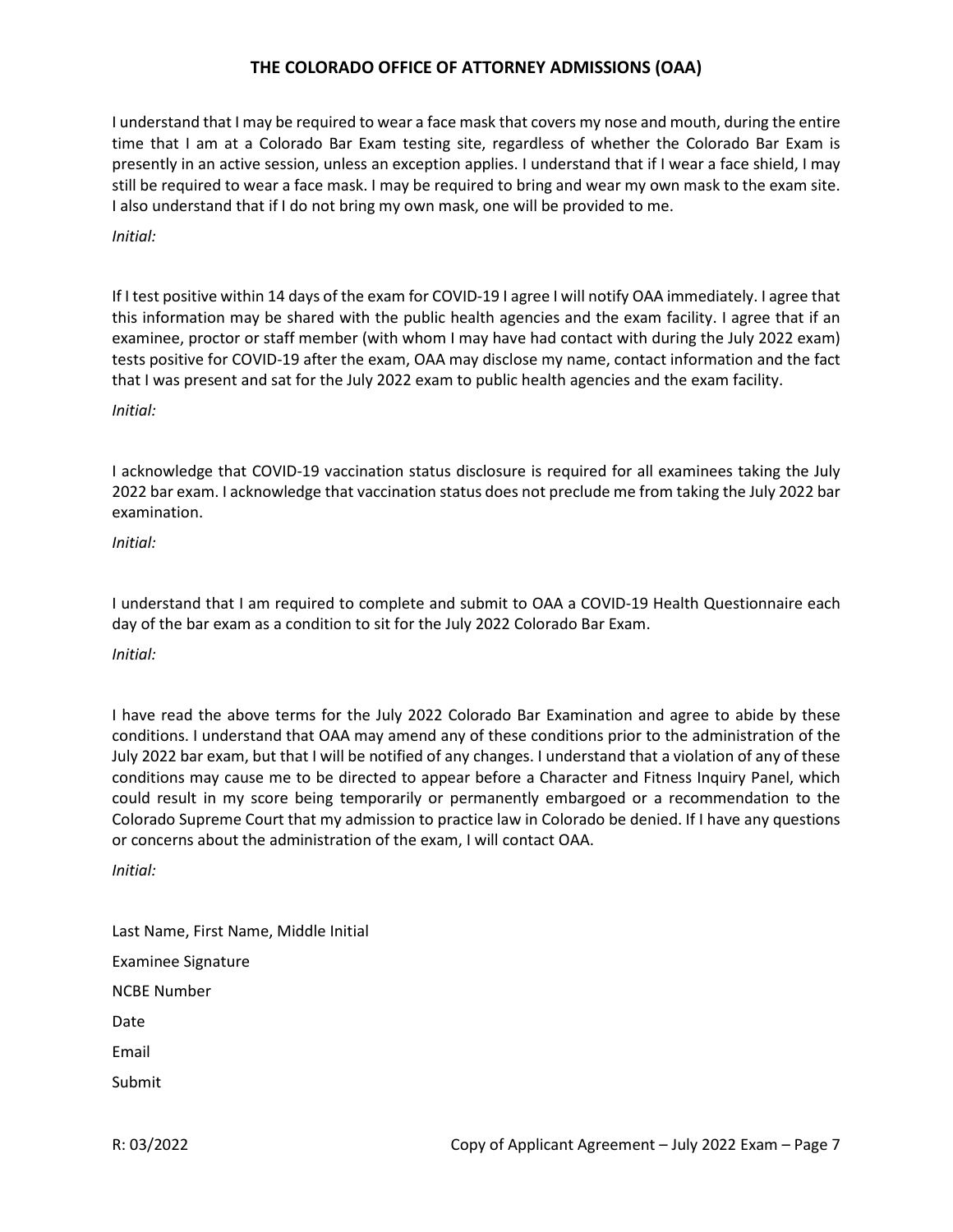# THE COLORADO OFFICE OF ATTORNEY ADMISSIONS (OAA)

I understand that I may be required to wear a face mask that covers my nose and mouth, during the entire time that I am at a Colorado Bar Exam testing site, regardless of whether the Colorado Bar Exam is presently in an active session, unless an exception applies. I understand that if I wear a face shield, I may still be required to wear a face mask. I may be required to bring and wear my own mask to the exam site. I also understand that if I do not bring my own mask, one will be provided to me.

*Initial:*

If I test positive within 14 days of the exam for COVID-19 I agree I will notify OAA immediately. I agree that this information may be shared with the public health agencies and the exam facility. I agree that if an examinee, proctor or staff member (with whom I may have had contact with during the July 2022 exam) tests positive for COVID-19 after the exam, OAA may disclose my name, contact information and the fact that I was present and sat for the July 2022 exam to public health agencies and the exam facility.

*Initial:*

I acknowledge that COVID-19 vaccination status disclosure is required for all examinees taking the July 2022 bar exam. I acknowledge that vaccination status does not preclude me from taking the July 2022 bar examination.

*Initial:*

I understand that I am required to complete and submit to OAA a COVID-19 Health Questionnaire each day of the bar exam as a condition to sit for the July 2022 Colorado Bar Exam.

*Initial:*

I have read the above terms for the July 2022 Colorado Bar Examination and agree to abide by these conditions. I understand that OAA may amend any of these conditions prior to the administration of the July 2022 bar exam, but that I will be notified of any changes. I understand that a violation of any of these conditions may cause me to be directed to appear before a Character and Fitness Inquiry Panel, which could result in my score being temporarily or permanently embargoed or a recommendation to the Colorado Supreme Court that my admission to practice law in Colorado be denied. If I have any questions or concerns about the administration of the exam, I will contact OAA.

*Initial:*

Last Name, First Name, Middle Initial

Examinee Signature

NCBE Number

Date

Email

Submit

R: 03/2022